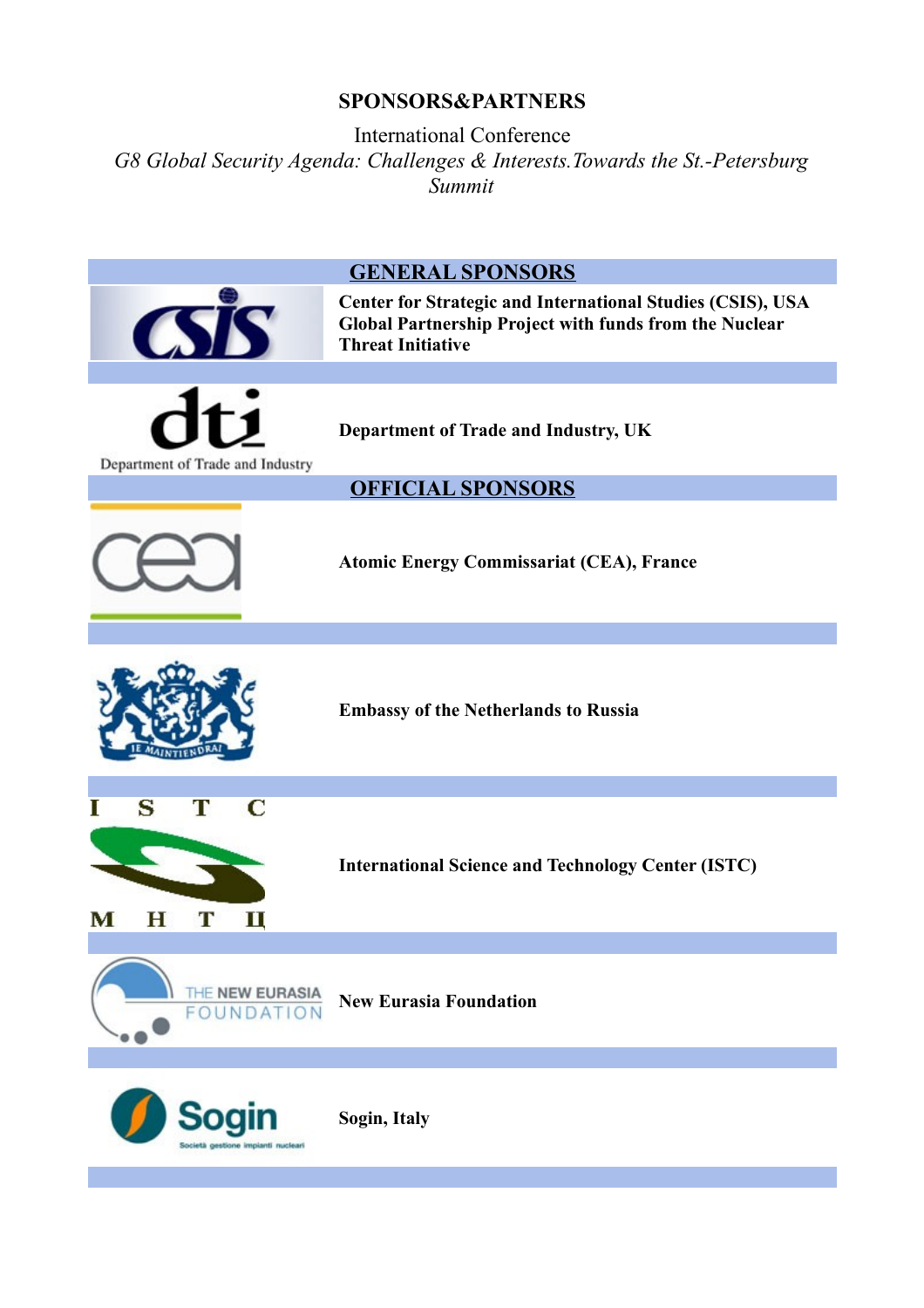**SPONSORS&PARTNERS**

International Conference

*G8 Global Security Agenda: Challenges & Interests.Towards the St.-Petersburg Summit*

## GENERAL SPONSORS

**Center for Strategic and International Studies (CSIS), USA Global Partnership Project with funds from the Nuclear Threat Initiative**

**Department of Trade and Industry, UK**

## OFFICIAL SPONSORS

**Atomic Energy Commissariat (CEA), France**

**Embassy of the Netherlands to Russia**

**International Science and Technology Center (ISTC)**

**New Eurasia Foundation**

**Sogin, Italy**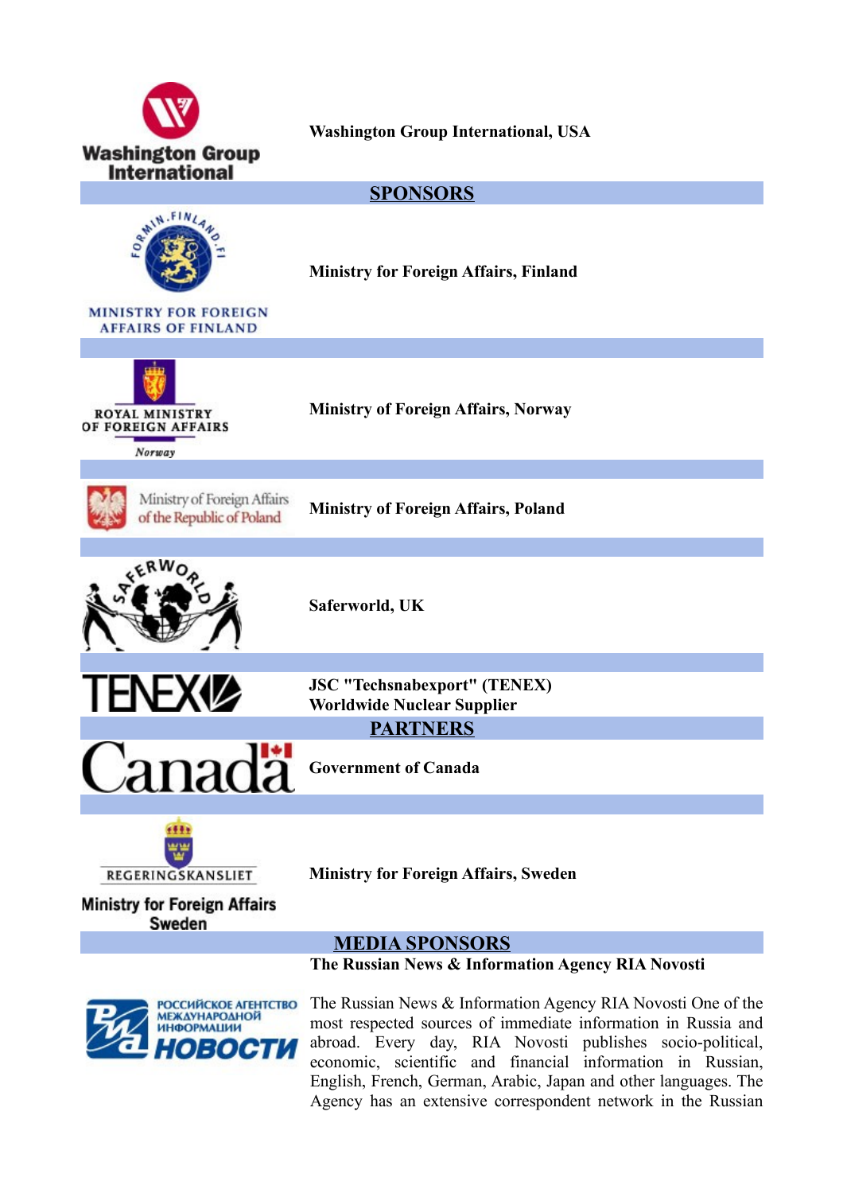Washington Group International, USA

## SPONSORS

Ministry for Foreign Affairs, Finland

Ministry of Foreign Affairs, Norway

Ministry of Foreign Affairs, Poland

Saferworld, UK

JSC "Techsnabexport" (TENEX)
Worldwide Nuclear Supplier

## PARTNERS

Government of Canada

Ministry for Foreign Affairs, Sweden

## MEDIA SPONSORS

**The Russian News & Information Agency RIA Novosti**

The Russian News & Information Agency RIA Novosti One of the most respected sources of immediate information in Russia and abroad. Every day, RIA Novosti publishes socio-political, economic, scientific and financial information in Russian, English, French, German, Arabic, Japan and other languages. The Agency has an extensive correspondent network in the Russian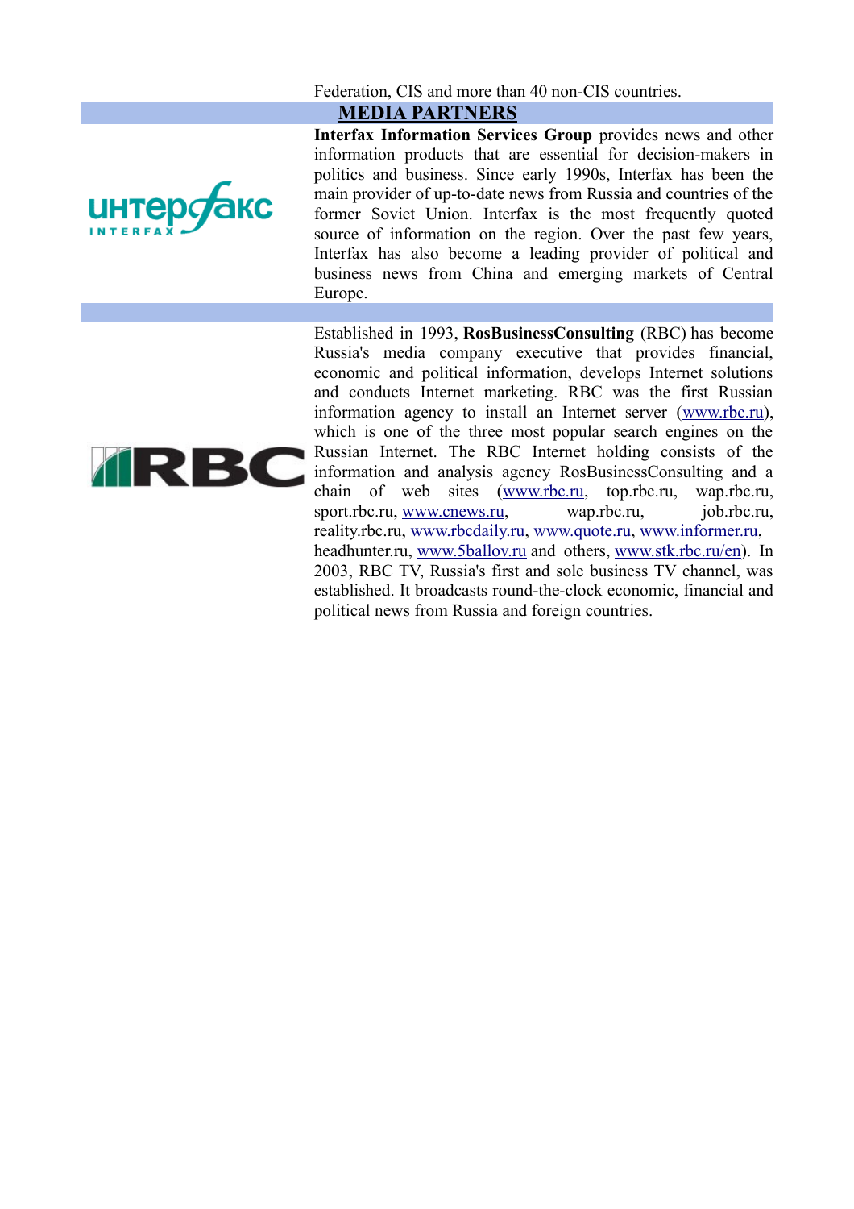Federation, CIS and more than 40 non-CIS countries.

## MEDIA PARTNERS

**Interfax Information Services Group** provides news and other information products that are essential for decision-makers in politics and business. Since early 1990s, Interfax has been the main provider of up-to-date news from Russia and countries of the former Soviet Union. Interfax is the most frequently quoted source of information on the region. Over the past few years, Interfax has also become a leading provider of political and business news from China and emerging markets of Central Europe.

Established in 1993, **RosBusinessConsulting** (RBC) has become Russia's media company executive that provides financial, economic and political information, develops Internet solutions and conducts Internet marketing. RBC was the first Russian information agency to install an Internet server (www.rbc.ru), which is one of the three most popular search engines on the Russian Internet. The RBC Internet holding consists of the information and analysis agency RosBusinessConsulting and a chain of web sites (www.rbc.ru, top.rbc.ru, wap.rbc.ru, sport.rbc.ru, www.cnews.ru, wap.rbc.ru, job.rbc.ru, reality.rbc.ru, www.rbcdaily.ru, www.quote.ru, www.informer.ru, headhunter.ru, www.5ballov.ru and others, www.stk.rbc.ru/en). In 2003, RBC TV, Russia's first and sole business TV channel, was established. It broadcasts round-the-clock economic, financial and political news from Russia and foreign countries.